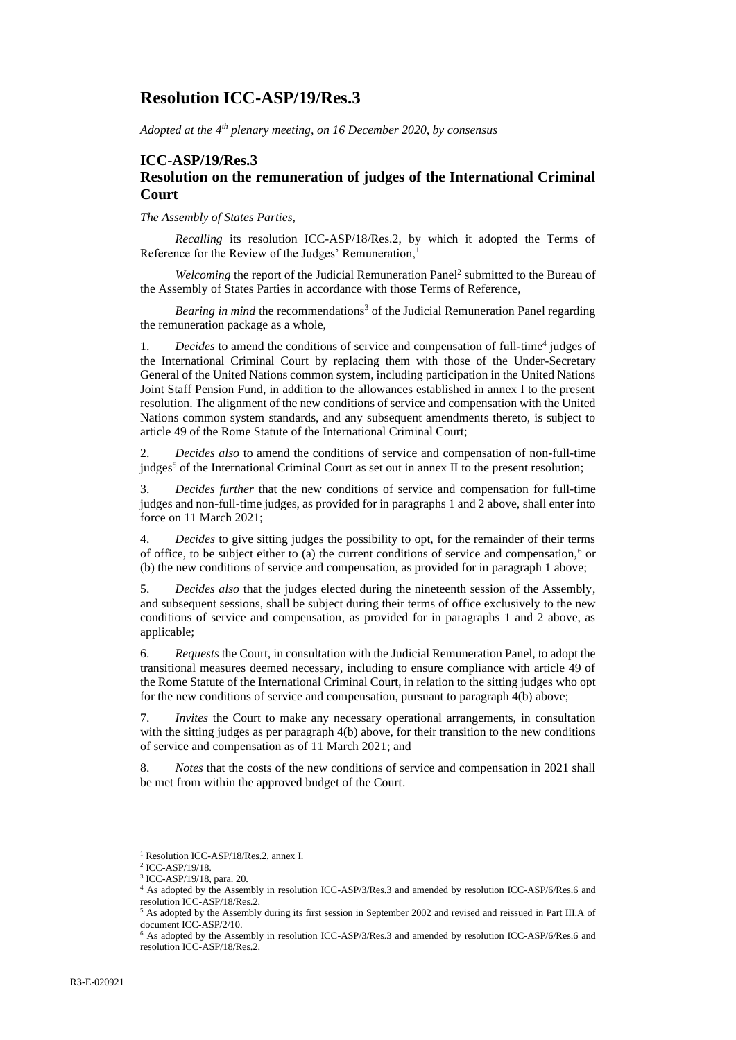# Resolution ICC-ASP/19/Res.3

*Adopted at the 4th plenary meeting, on 16 December 2020, by consensus*

## ICC-ASP/19/Res.3
## Resolution on the remuneration of judges of the International Criminal Court

*The Assembly of States Parties,*

*Recalling* its resolution ICC-ASP/18/Res.2, by which it adopted the Terms of Reference for the Review of the Judges' Remuneration,[1]

*Welcoming* the report of the Judicial Remuneration Panel[2] submitted to the Bureau of the Assembly of States Parties in accordance with those Terms of Reference,

*Bearing in mind* the recommendations[3] of the Judicial Remuneration Panel regarding the remuneration package as a whole,

1. *Decides* to amend the conditions of service and compensation of full-time[4] judges of the International Criminal Court by replacing them with those of the Under-Secretary General of the United Nations common system, including participation in the United Nations Joint Staff Pension Fund, in addition to the allowances established in annex I to the present resolution. The alignment of the new conditions of service and compensation with the United Nations common system standards, and any subsequent amendments thereto, is subject to article 49 of the Rome Statute of the International Criminal Court;

2. *Decides also* to amend the conditions of service and compensation of non-full-time judges[5] of the International Criminal Court as set out in annex II to the present resolution;

3. *Decides further* that the new conditions of service and compensation for full-time judges and non-full-time judges, as provided for in paragraphs 1 and 2 above, shall enter into force on 11 March 2021;

4. *Decides* to give sitting judges the possibility to opt, for the remainder of their terms of office, to be subject either to (a) the current conditions of service and compensation,[6] or (b) the new conditions of service and compensation, as provided for in paragraph 1 above;

5. *Decides also* that the judges elected during the nineteenth session of the Assembly, and subsequent sessions, shall be subject during their terms of office exclusively to the new conditions of service and compensation, as provided for in paragraphs 1 and 2 above, as applicable;

6. *Requests* the Court, in consultation with the Judicial Remuneration Panel, to adopt the transitional measures deemed necessary, including to ensure compliance with article 49 of the Rome Statute of the International Criminal Court, in relation to the sitting judges who opt for the new conditions of service and compensation, pursuant to paragraph 4(b) above;

7. *Invites* the Court to make any necessary operational arrangements, in consultation with the sitting judges as per paragraph 4(b) above, for their transition to the new conditions of service and compensation as of 11 March 2021; and

8. *Notes* that the costs of the new conditions of service and compensation in 2021 shall be met from within the approved budget of the Court.

---

[1] Resolution ICC-ASP/18/Res.2, annex I.

[2] ICC-ASP/19/18.

[3] ICC-ASP/19/18, para. 20.

[4] As adopted by the Assembly in resolution ICC-ASP/3/Res.3 and amended by resolution ICC-ASP/6/Res.6 and resolution ICC-ASP/18/Res.2.

[5] As adopted by the Assembly during its first session in September 2002 and revised and reissued in Part III.A of document ICC-ASP/2/10.

[6] As adopted by the Assembly in resolution ICC-ASP/3/Res.3 and amended by resolution ICC-ASP/6/Res.6 and resolution ICC-ASP/18/Res.2.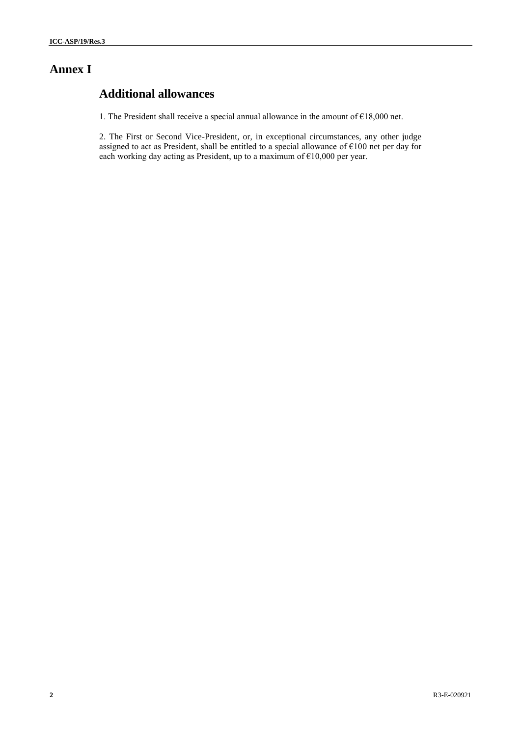# Annex I

## Additional allowances

1. The President shall receive a special annual allowance in the amount of €18,000 net.

2. The First or Second Vice-President, or, in exceptional circumstances, any other judge assigned to act as President, shall be entitled to a special allowance of €100 net per day for each working day acting as President, up to a maximum of €10,000 per year.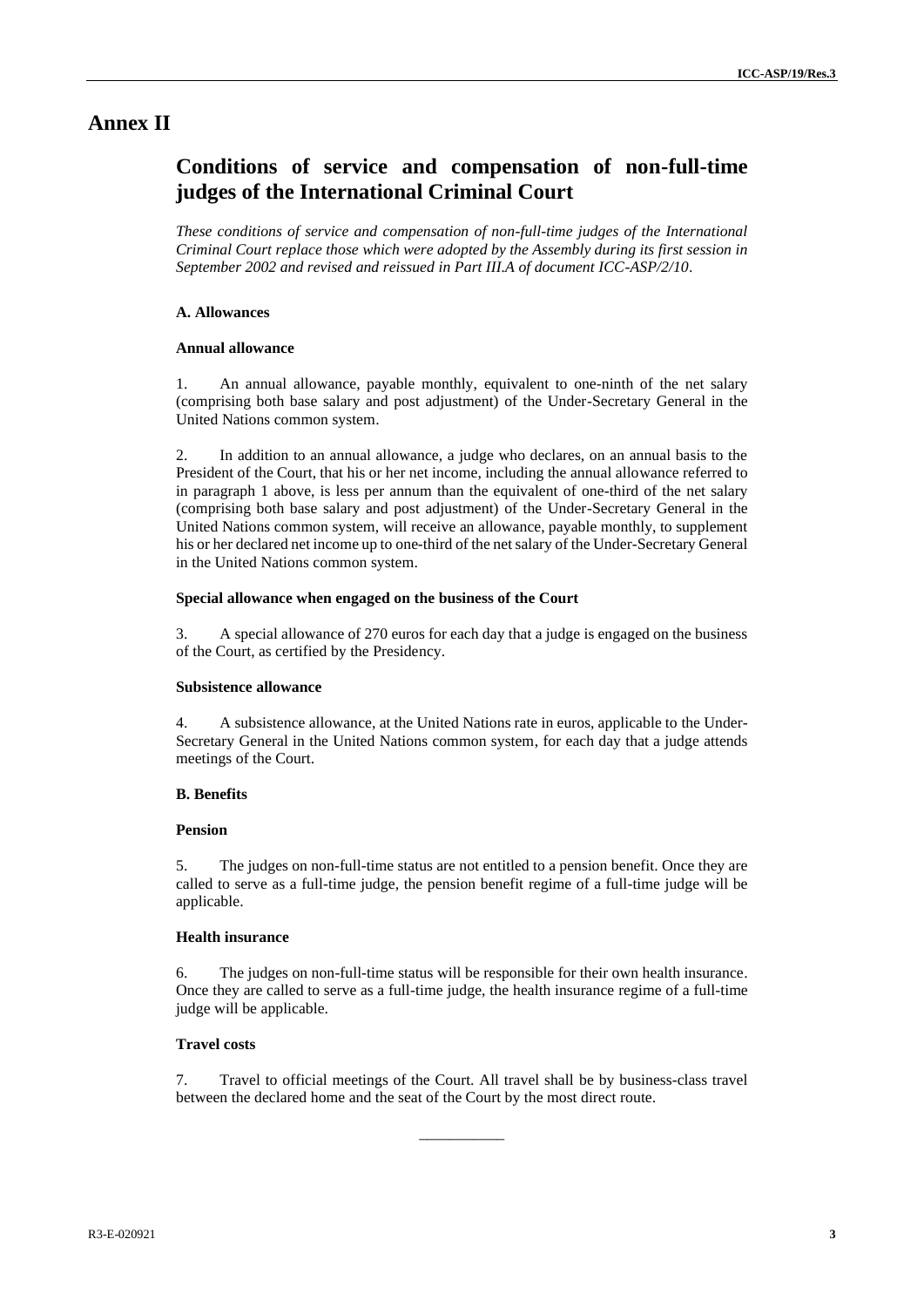# Annex II

## Conditions of service and compensation of non-full-time judges of the International Criminal Court

*These conditions of service and compensation of non-full-time judges of the International Criminal Court replace those which were adopted by the Assembly during its first session in September 2002 and revised and reissued in Part III.A of document ICC-ASP/2/10.*

### A. Allowances

#### Annual allowance

1. An annual allowance, payable monthly, equivalent to one-ninth of the net salary (comprising both base salary and post adjustment) of the Under-Secretary General in the United Nations common system.

2. In addition to an annual allowance, a judge who declares, on an annual basis to the President of the Court, that his or her net income, including the annual allowance referred to in paragraph 1 above, is less per annum than the equivalent of one-third of the net salary (comprising both base salary and post adjustment) of the Under-Secretary General in the United Nations common system, will receive an allowance, payable monthly, to supplement his or her declared net income up to one-third of the net salary of the Under-Secretary General in the United Nations common system.

#### Special allowance when engaged on the business of the Court

3. A special allowance of 270 euros for each day that a judge is engaged on the business of the Court, as certified by the Presidency.

#### Subsistence allowance

4. A subsistence allowance, at the United Nations rate in euros, applicable to the Under-Secretary General in the United Nations common system, for each day that a judge attends meetings of the Court.

### B. Benefits

#### Pension

5. The judges on non-full-time status are not entitled to a pension benefit. Once they are called to serve as a full-time judge, the pension benefit regime of a full-time judge will be applicable.

#### Health insurance

6. The judges on non-full-time status will be responsible for their own health insurance. Once they are called to serve as a full-time judge, the health insurance regime of a full-time judge will be applicable.

#### Travel costs

7. Travel to official meetings of the Court. All travel shall be by business-class travel between the declared home and the seat of the Court by the most direct route.

___________